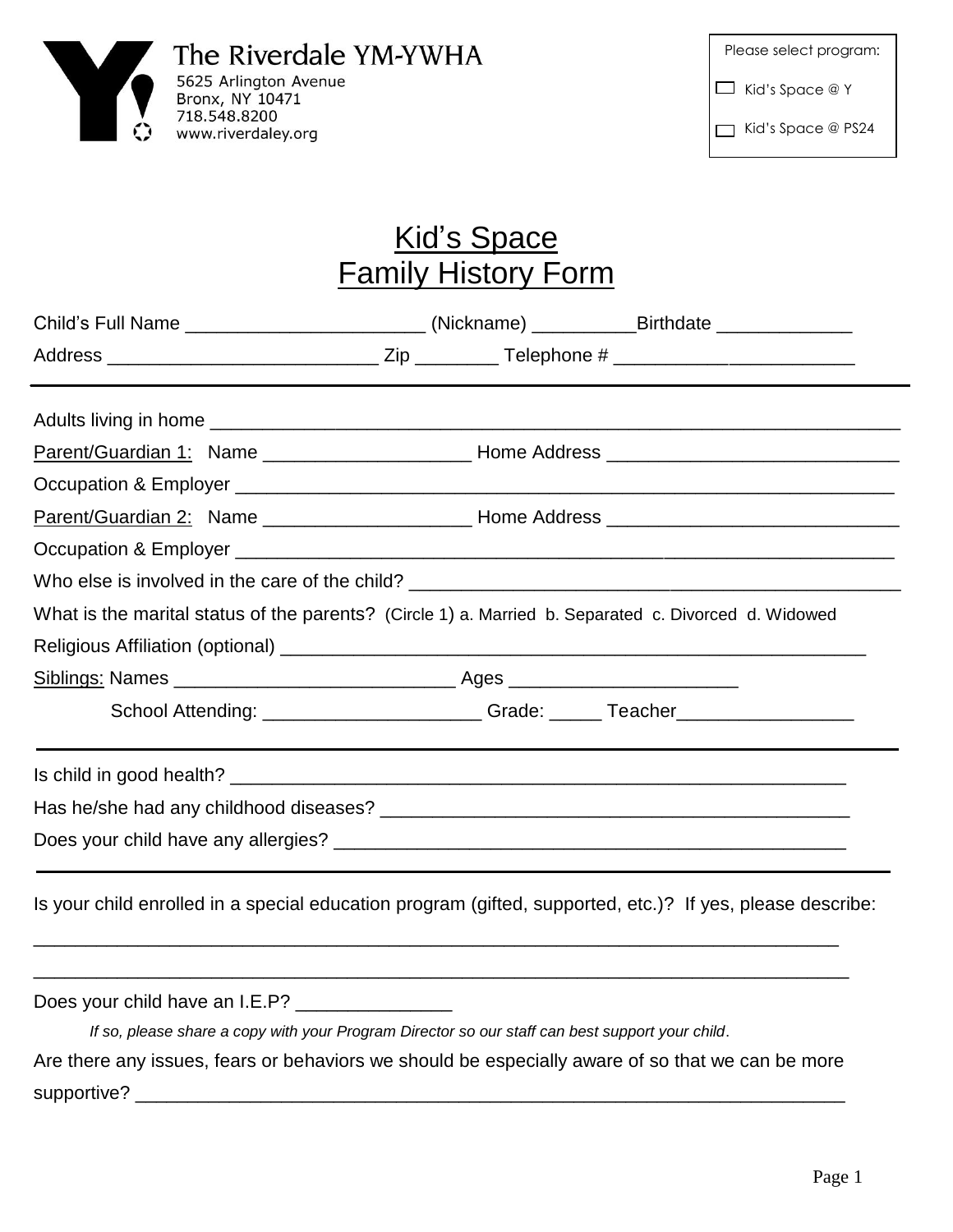The Riverdale YM-YWHA
5625 Arlington Avenue
Bronx, NY 10471
718.548.8200
www.riverdaley.org

Please select program:

☐ Kid's Space @ Y

☐ Kid's Space @ PS24

# Kid's Space
# Family History Form

Child's Full Name _______________________ (Nickname) __________Birthdate _____________

Address __________________________ Zip ________ Telephone # _______________________

---

Adults living in home ______________________________________________________________________

Parent/Guardian 1: Name ____________________ Home Address ____________________________

Occupation & Employer _________________________________________________________________

Parent/Guardian 2: Name ____________________ Home Address ____________________________

Occupation & Employer _________________________________________________________________

Who else is involved in the care of the child? _________________________________________________

What is the marital status of the parents? (Circle 1) a. Married b. Separated c. Divorced d. Widowed

Religious Affiliation (optional) __________________________________________________________

Siblings: Names ___________________________ Ages ______________________

School Attending: _____________________ Grade: _____ Teacher_________________

---

Is child in good health? ______________________________________________________________

Has he/she had any childhood diseases? _______________________________________________

Does your child have any allergies? ___________________________________________________

---

Is your child enrolled in a special education program (gifted, supported, etc.)? If yes, please describe:

_________________________________________________________________________________

_________________________________________________________________________________

Does your child have an I.E.P? _______________

*If so, please share a copy with your Program Director so our staff can best support your child.*

Are there any issues, fears or behaviors we should be especially aware of so that we can be more supportive? ________________________________________________________________________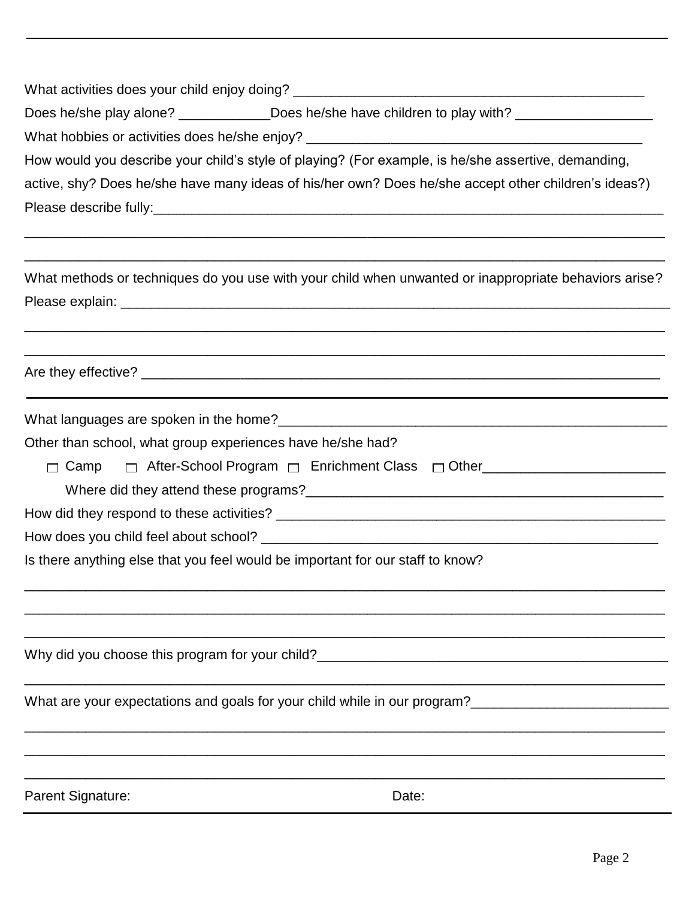What activities does your child enjoy doing? _______________________________________________

Does he/she play alone? ____________Does he/she have children to play with? __________________

What hobbies or activities does he/she enjoy? _____________________________________________

How would you describe your child's style of playing? (For example, is he/she assertive, demanding, active, shy? Does he/she have many ideas of his/her own? Does he/she accept other children's ideas?) Please describe fully:_______________________________________________________________________

_____________________________________________________________________________________

_____________________________________________________________________________________

What methods or techniques do you use with your child when unwanted or inappropriate behaviors arise? Please explain: ______________________________________________________________________________

_____________________________________________________________________________________

_____________________________________________________________________________________

Are they effective? _____________________________________________________________________

---

What languages are spoken in the home?__________________________________________________

Other than school, what group experiences has he/she had?

☐ Camp ☐ After-School Program ☐ Enrichment Class ☐ Other________________________

Where did they attend these programs?________________________________________________

How did they respond to these activities? ____________________________________________________

How does you child feel about school? _____________________________________________________

Is there anything else that you feel would be important for our staff to know?

_____________________________________________________________________________________

_____________________________________________________________________________________

_____________________________________________________________________________________

Why did you choose this program for your child?_______________________________________________

_____________________________________________________________________________________

What are your expectations and goals for your child while in our program?__________________________

_____________________________________________________________________________________

_____________________________________________________________________________________

_____________________________________________________________________________________

Parent Signature: Date: